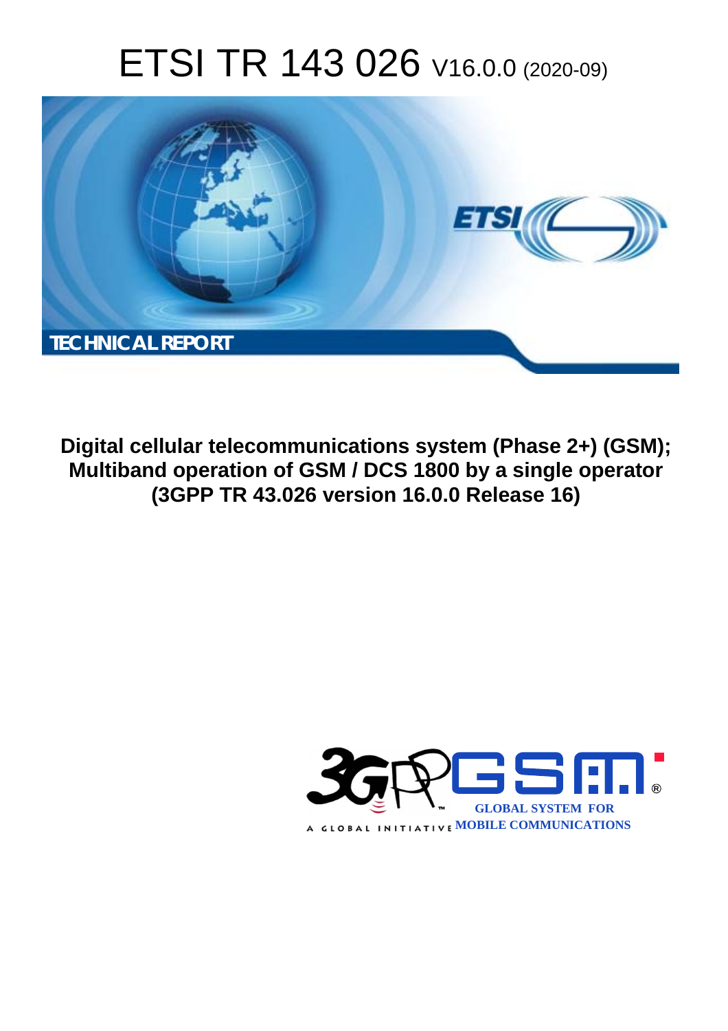# ETSI TR 143 026 V16.0.0 (2020-09)

TECHNICAL REPORT

**Digital cellular telecommunications system (Phase 2+) (GSM); Multiband operation of GSM / DCS 1800 by a single operator (3GPP TR 43.026 version 16.0.0 Release 16)**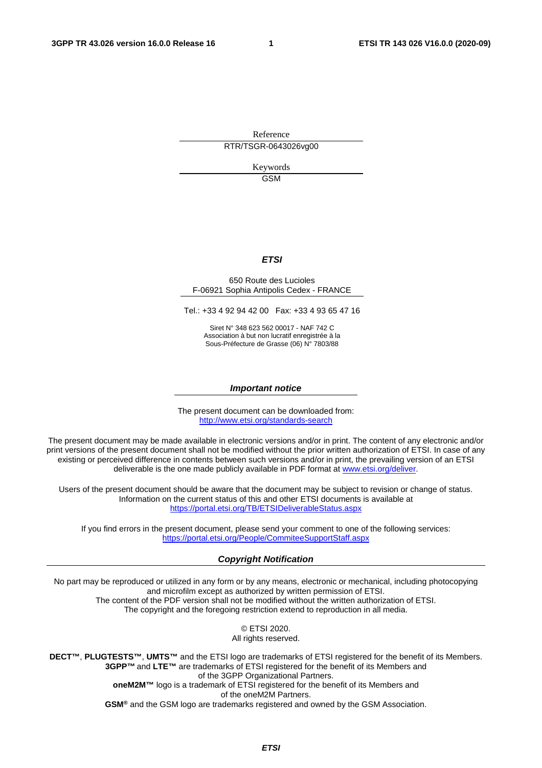Reference

RTR/TSGR-0643026vg00

Keywords

GSM

***ETSI***

650 Route des Lucioles
F-06921 Sophia Antipolis Cedex - FRANCE

Tel.: +33 4 92 94 42 00   Fax: +33 4 93 65 47 16

Siret N° 348 623 562 00017 - NAF 742 C
Association à but non lucratif enregistrée à la
Sous-Préfecture de Grasse (06) N° 7803/88

***Important notice***

The present document can be downloaded from:
http://www.etsi.org/standards-search

The present document may be made available in electronic versions and/or in print. The content of any electronic and/or print versions of the present document shall not be modified without the prior written authorization of ETSI. In case of any existing or perceived difference in contents between such versions and/or in print, the prevailing version of an ETSI deliverable is the one made publicly available in PDF format at www.etsi.org/deliver.

Users of the present document should be aware that the document may be subject to revision or change of status. Information on the current status of this and other ETSI documents is available at https://portal.etsi.org/TB/ETSIDeliverableStatus.aspx

If you find errors in the present document, please send your comment to one of the following services:
https://portal.etsi.org/People/CommiteeSupportStaff.aspx

***Copyright Notification***

No part may be reproduced or utilized in any form or by any means, electronic or mechanical, including photocopying and microfilm except as authorized by written permission of ETSI.
The content of the PDF version shall not be modified without the written authorization of ETSI.
The copyright and the foregoing restriction extend to reproduction in all media.

© ETSI 2020.
All rights reserved.

**DECT™**, **PLUGTESTS™**, **UMTS™** and the ETSI logo are trademarks of ETSI registered for the benefit of its Members.
**3GPP™** and **LTE™** are trademarks of ETSI registered for the benefit of its Members and of the 3GPP Organizational Partners.
**oneM2M™** logo is a trademark of ETSI registered for the benefit of its Members and of the oneM2M Partners.
**GSM®** and the GSM logo are trademarks registered and owned by the GSM Association.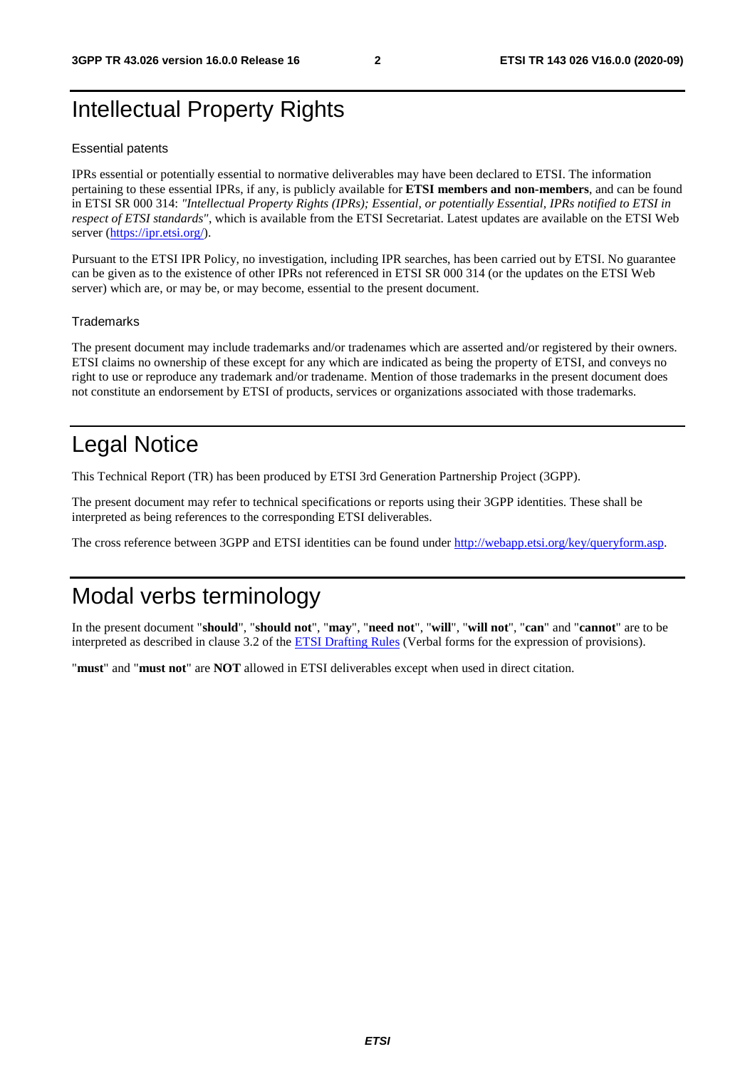# Intellectual Property Rights

## Essential patents

IPRs essential or potentially essential to normative deliverables may have been declared to ETSI. The information pertaining to these essential IPRs, if any, is publicly available for **ETSI members and non-members**, and can be found in ETSI SR 000 314: *"Intellectual Property Rights (IPRs); Essential, or potentially Essential, IPRs notified to ETSI in respect of ETSI standards"*, which is available from the ETSI Secretariat. Latest updates are available on the ETSI Web server (https://ipr.etsi.org/).

Pursuant to the ETSI IPR Policy, no investigation, including IPR searches, has been carried out by ETSI. No guarantee can be given as to the existence of other IPRs not referenced in ETSI SR 000 314 (or the updates on the ETSI Web server) which are, or may be, or may become, essential to the present document.

## Trademarks

The present document may include trademarks and/or tradenames which are asserted and/or registered by their owners. ETSI claims no ownership of these except for any which are indicated as being the property of ETSI, and conveys no right to use or reproduce any trademark and/or tradename. Mention of those trademarks in the present document does not constitute an endorsement by ETSI of products, services or organizations associated with those trademarks.

# Legal Notice

This Technical Report (TR) has been produced by ETSI 3rd Generation Partnership Project (3GPP).

The present document may refer to technical specifications or reports using their 3GPP identities. These shall be interpreted as being references to the corresponding ETSI deliverables.

The cross reference between 3GPP and ETSI identities can be found under http://webapp.etsi.org/key/queryform.asp.

# Modal verbs terminology

In the present document "**should**", "**should not**", "**may**", "**need not**", "**will**", "**will not**", "**can**" and "**cannot**" are to be interpreted as described in clause 3.2 of the ETSI Drafting Rules (Verbal forms for the expression of provisions).

"**must**" and "**must not**" are **NOT** allowed in ETSI deliverables except when used in direct citation.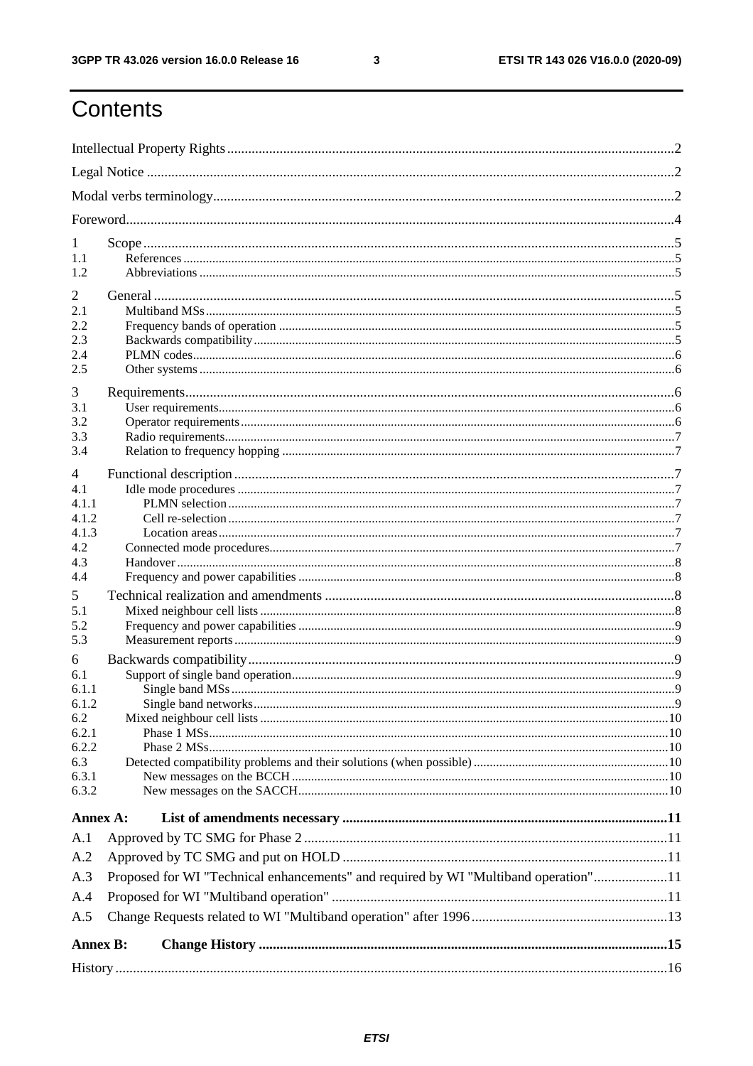# Contents

Intellectual Property Rights ..... 2
Legal Notice ..... 2
Modal verbs terminology ..... 2
Foreword ..... 4

1 Scope ..... 5
1.1 References ..... 5
1.2 Abbreviations ..... 5

2 General ..... 5
2.1 Multiband MSs ..... 5
2.2 Frequency bands of operation ..... 5
2.3 Backwards compatibility ..... 5
2.4 PLMN codes ..... 6
2.5 Other systems ..... 6

3 Requirements ..... 6
3.1 User requirements ..... 6
3.2 Operator requirements ..... 6
3.3 Radio requirements ..... 7
3.4 Relation to frequency hopping ..... 7

4 Functional description ..... 7
4.1 Idle mode procedures ..... 7
4.1.1 PLMN selection ..... 7
4.1.2 Cell re-selection ..... 7
4.1.3 Location areas ..... 7
4.2 Connected mode procedures ..... 7
4.3 Handover ..... 8
4.4 Frequency and power capabilities ..... 8

5 Technical realization and amendments ..... 8
5.1 Mixed neighbour cell lists ..... 8
5.2 Frequency and power capabilities ..... 9
5.3 Measurement reports ..... 9

6 Backwards compatibility ..... 9
6.1 Support of single band operation ..... 9
6.1.1 Single band MSs ..... 9
6.1.2 Single band networks ..... 9
6.2 Mixed neighbour cell lists ..... 10
6.2.1 Phase 1 MSs ..... 10
6.2.2 Phase 2 MSs ..... 10
6.3 Detected compatibility problems and their solutions (when possible) ..... 10
6.3.1 New messages on the BCCH ..... 10
6.3.2 New messages on the SACCH ..... 10

**Annex A: List of amendments necessary ..... 11**

A.1 Approved by TC SMG for Phase 2 ..... 11
A.2 Approved by TC SMG and put on HOLD ..... 11
A.3 Proposed for WI "Technical enhancements" and required by WI "Multiband operation" ..... 11
A.4 Proposed for WI "Multiband operation" ..... 11
A.5 Change Requests related to WI "Multiband operation" after 1996 ..... 13

**Annex B: Change History ..... 15**

History ..... 16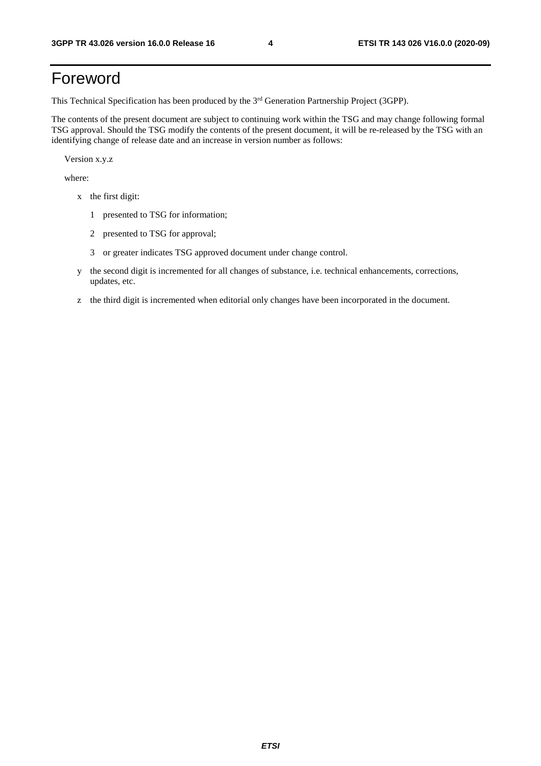# Foreword

This Technical Specification has been produced by the 3rd Generation Partnership Project (3GPP).

The contents of the present document are subject to continuing work within the TSG and may change following formal TSG approval. Should the TSG modify the contents of the present document, it will be re-released by the TSG with an identifying change of release date and an increase in version number as follows:

Version x.y.z

where:

- x the first digit:
  - 1 presented to TSG for information;
  - 2 presented to TSG for approval;
  - 3 or greater indicates TSG approved document under change control.
- y the second digit is incremented for all changes of substance, i.e. technical enhancements, corrections, updates, etc.
- z the third digit is incremented when editorial only changes have been incorporated in the document.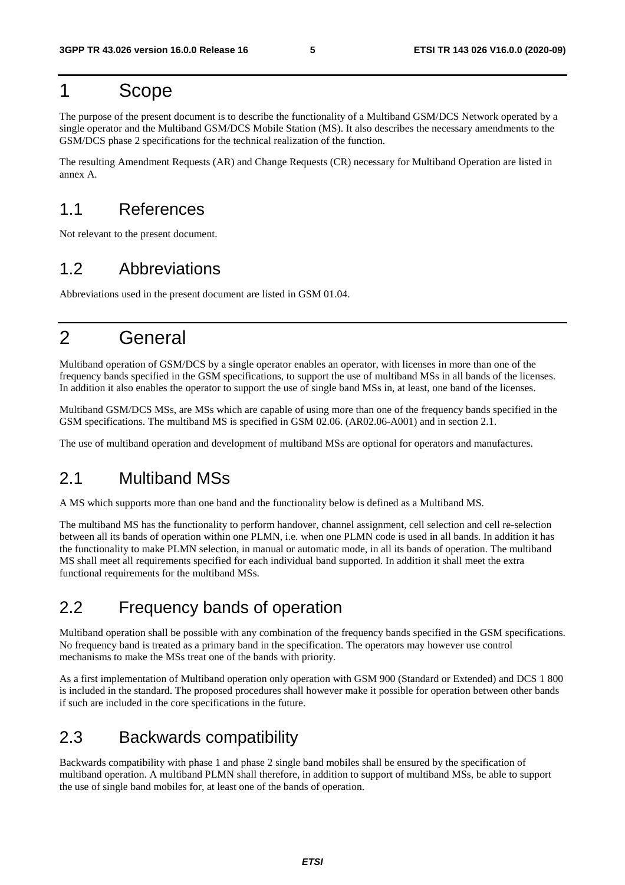# 1 Scope

The purpose of the present document is to describe the functionality of a Multiband GSM/DCS Network operated by a single operator and the Multiband GSM/DCS Mobile Station (MS). It also describes the necessary amendments to the GSM/DCS phase 2 specifications for the technical realization of the function.

The resulting Amendment Requests (AR) and Change Requests (CR) necessary for Multiband Operation are listed in annex A.

## 1.1 References

Not relevant to the present document.

## 1.2 Abbreviations

Abbreviations used in the present document are listed in GSM 01.04.

# 2 General

Multiband operation of GSM/DCS by a single operator enables an operator, with licenses in more than one of the frequency bands specified in the GSM specifications, to support the use of multiband MSs in all bands of the licenses. In addition it also enables the operator to support the use of single band MSs in, at least, one band of the licenses.

Multiband GSM/DCS MSs, are MSs which are capable of using more than one of the frequency bands specified in the GSM specifications. The multiband MS is specified in GSM 02.06. (AR02.06-A001) and in section 2.1.

The use of multiband operation and development of multiband MSs are optional for operators and manufactures.

## 2.1 Multiband MSs

A MS which supports more than one band and the functionality below is defined as a Multiband MS.

The multiband MS has the functionality to perform handover, channel assignment, cell selection and cell re-selection between all its bands of operation within one PLMN, i.e. when one PLMN code is used in all bands. In addition it has the functionality to make PLMN selection, in manual or automatic mode, in all its bands of operation. The multiband MS shall meet all requirements specified for each individual band supported. In addition it shall meet the extra functional requirements for the multiband MSs.

## 2.2 Frequency bands of operation

Multiband operation shall be possible with any combination of the frequency bands specified in the GSM specifications. No frequency band is treated as a primary band in the specification. The operators may however use control mechanisms to make the MSs treat one of the bands with priority.

As a first implementation of Multiband operation only operation with GSM 900 (Standard or Extended) and DCS 1 800 is included in the standard. The proposed procedures shall however make it possible for operation between other bands if such are included in the core specifications in the future.

## 2.3 Backwards compatibility

Backwards compatibility with phase 1 and phase 2 single band mobiles shall be ensured by the specification of multiband operation. A multiband PLMN shall therefore, in addition to support of multiband MSs, be able to support the use of single band mobiles for, at least one of the bands of operation.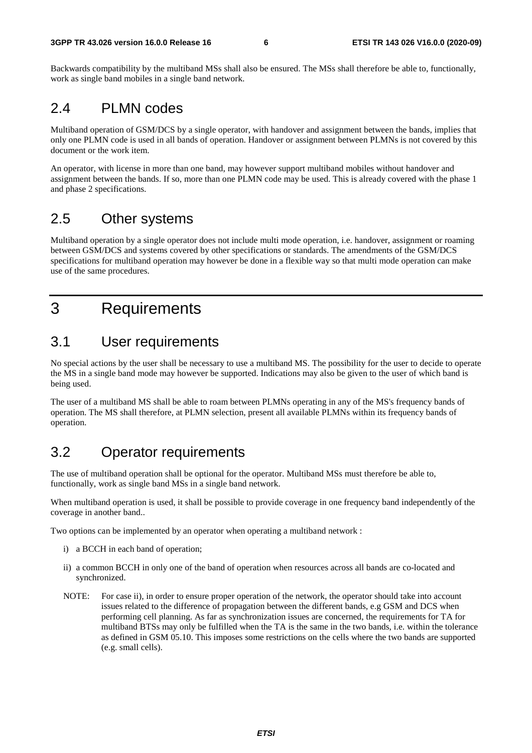Backwards compatibility by the multiband MSs shall also be ensured. The MSs shall therefore be able to, functionally, work as single band mobiles in a single band network.

## 2.4 PLMN codes

Multiband operation of GSM/DCS by a single operator, with handover and assignment between the bands, implies that only one PLMN code is used in all bands of operation. Handover or assignment between PLMNs is not covered by this document or the work item.

An operator, with license in more than one band, may however support multiband mobiles without handover and assignment between the bands. If so, more than one PLMN code may be used. This is already covered with the phase 1 and phase 2 specifications.

## 2.5 Other systems

Multiband operation by a single operator does not include multi mode operation, i.e. handover, assignment or roaming between GSM/DCS and systems covered by other specifications or standards. The amendments of the GSM/DCS specifications for multiband operation may however be done in a flexible way so that multi mode operation can make use of the same procedures.

# 3 Requirements

## 3.1 User requirements

No special actions by the user shall be necessary to use a multiband MS. The possibility for the user to decide to operate the MS in a single band mode may however be supported. Indications may also be given to the user of which band is being used.

The user of a multiband MS shall be able to roam between PLMNs operating in any of the MS's frequency bands of operation. The MS shall therefore, at PLMN selection, present all available PLMNs within its frequency bands of operation.

## 3.2 Operator requirements

The use of multiband operation shall be optional for the operator. Multiband MSs must therefore be able to, functionally, work as single band MSs in a single band network.

When multiband operation is used, it shall be possible to provide coverage in one frequency band independently of the coverage in another band..

Two options can be implemented by an operator when operating a multiband network :

i) a BCCH in each band of operation;

ii) a common BCCH in only one of the band of operation when resources across all bands are co-located and synchronized.

NOTE: For case ii), in order to ensure proper operation of the network, the operator should take into account issues related to the difference of propagation between the different bands, e.g GSM and DCS when performing cell planning. As far as synchronization issues are concerned, the requirements for TA for multiband BTSs may only be fulfilled when the TA is the same in the two bands, i.e. within the tolerance as defined in GSM 05.10. This imposes some restrictions on the cells where the two bands are supported (e.g. small cells).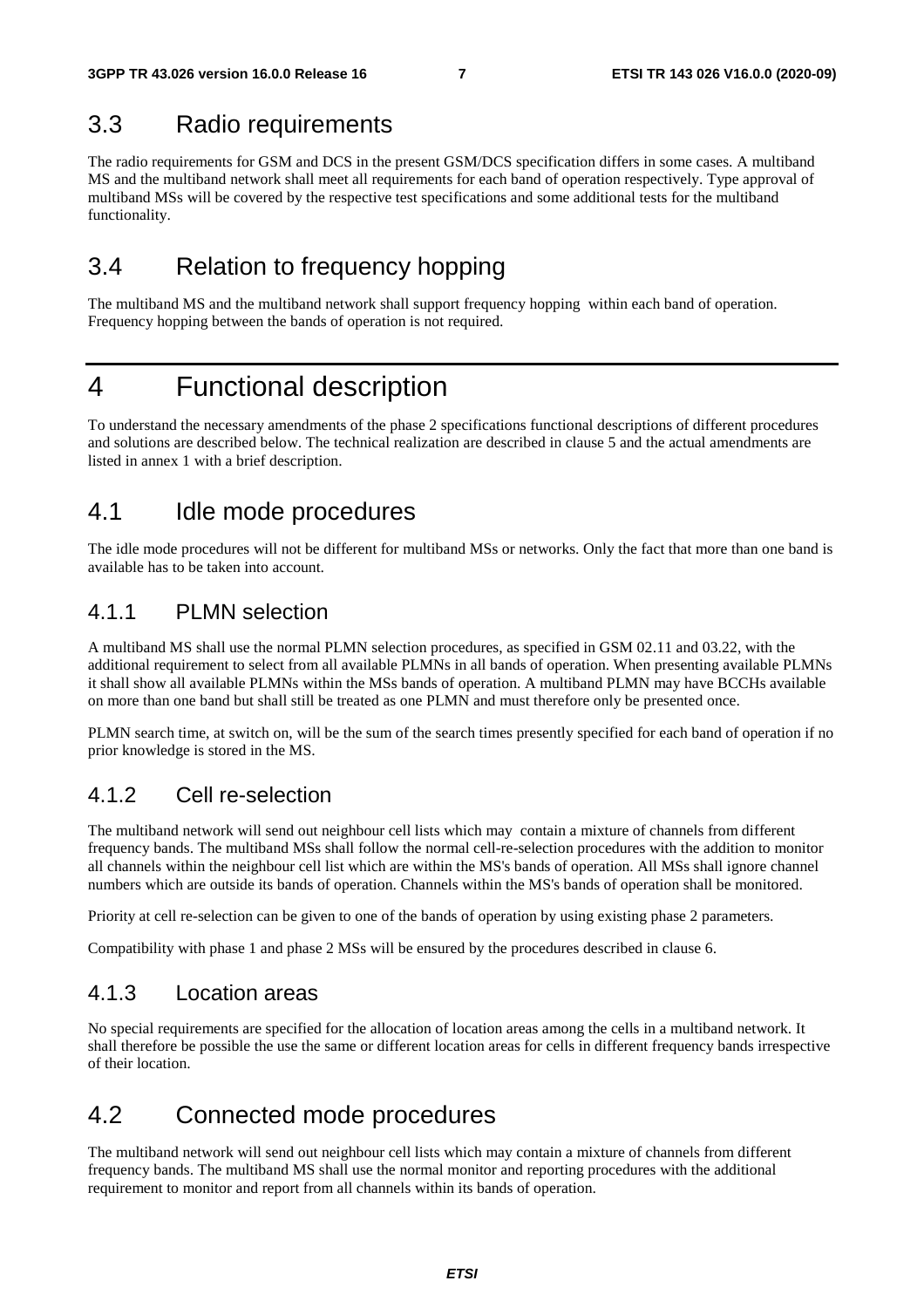## 3.3 Radio requirements

The radio requirements for GSM and DCS in the present GSM/DCS specification differs in some cases. A multiband MS and the multiband network shall meet all requirements for each band of operation respectively. Type approval of multiband MSs will be covered by the respective test specifications and some additional tests for the multiband functionality.

## 3.4 Relation to frequency hopping

The multiband MS and the multiband network shall support frequency hopping within each band of operation. Frequency hopping between the bands of operation is not required.

# 4 Functional description

To understand the necessary amendments of the phase 2 specifications functional descriptions of different procedures and solutions are described below. The technical realization are described in clause 5 and the actual amendments are listed in annex 1 with a brief description.

## 4.1 Idle mode procedures

The idle mode procedures will not be different for multiband MSs or networks. Only the fact that more than one band is available has to be taken into account.

### 4.1.1 PLMN selection

A multiband MS shall use the normal PLMN selection procedures, as specified in GSM 02.11 and 03.22, with the additional requirement to select from all available PLMNs in all bands of operation. When presenting available PLMNs it shall show all available PLMNs within the MSs bands of operation. A multiband PLMN may have BCCHs available on more than one band but shall still be treated as one PLMN and must therefore only be presented once.

PLMN search time, at switch on, will be the sum of the search times presently specified for each band of operation if no prior knowledge is stored in the MS.

### 4.1.2 Cell re-selection

The multiband network will send out neighbour cell lists which may contain a mixture of channels from different frequency bands. The multiband MSs shall follow the normal cell-re-selection procedures with the addition to monitor all channels within the neighbour cell list which are within the MS's bands of operation. All MSs shall ignore channel numbers which are outside its bands of operation. Channels within the MS's bands of operation shall be monitored.

Priority at cell re-selection can be given to one of the bands of operation by using existing phase 2 parameters.

Compatibility with phase 1 and phase 2 MSs will be ensured by the procedures described in clause 6.

### 4.1.3 Location areas

No special requirements are specified for the allocation of location areas among the cells in a multiband network. It shall therefore be possible the use the same or different location areas for cells in different frequency bands irrespective of their location.

## 4.2 Connected mode procedures

The multiband network will send out neighbour cell lists which may contain a mixture of channels from different frequency bands. The multiband MS shall use the normal monitor and reporting procedures with the additional requirement to monitor and report from all channels within its bands of operation.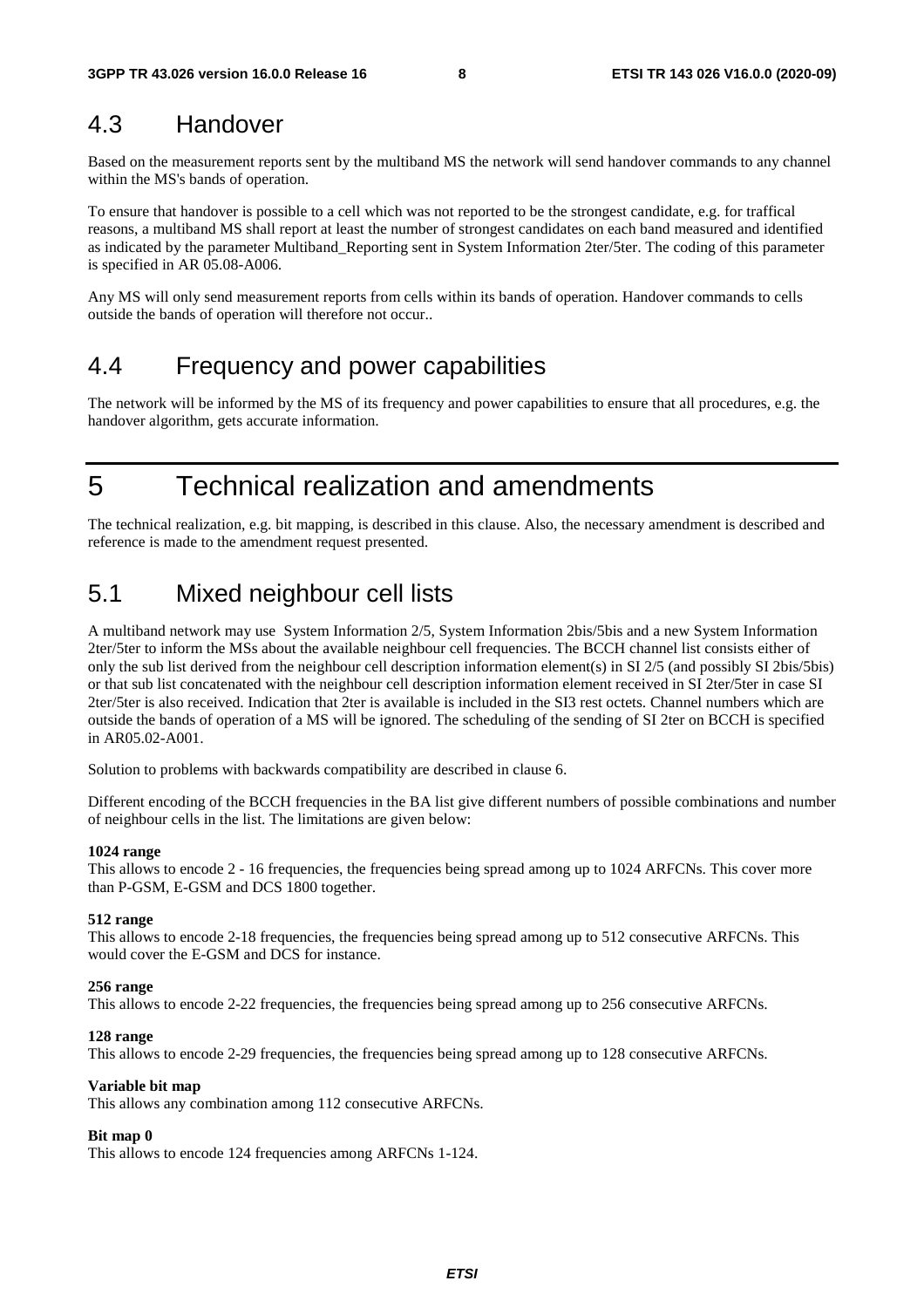## 4.3 Handover

Based on the measurement reports sent by the multiband MS the network will send handover commands to any channel within the MS's bands of operation.

To ensure that handover is possible to a cell which was not reported to be the strongest candidate, e.g. for traffical reasons, a multiband MS shall report at least the number of strongest candidates on each band measured and identified as indicated by the parameter Multiband_Reporting sent in System Information 2ter/5ter. The coding of this parameter is specified in AR 05.08-A006.

Any MS will only send measurement reports from cells within its bands of operation. Handover commands to cells outside the bands of operation will therefore not occur..

## 4.4 Frequency and power capabilities

The network will be informed by the MS of its frequency and power capabilities to ensure that all procedures, e.g. the handover algorithm, gets accurate information.

# 5 Technical realization and amendments

The technical realization, e.g. bit mapping, is described in this clause. Also, the necessary amendment is described and reference is made to the amendment request presented.

## 5.1 Mixed neighbour cell lists

A multiband network may use System Information 2/5, System Information 2bis/5bis and a new System Information 2ter/5ter to inform the MSs about the available neighbour cell frequencies. The BCCH channel list consists either of only the sub list derived from the neighbour cell description information element(s) in SI 2/5 (and possibly SI 2bis/5bis) or that sub list concatenated with the neighbour cell description information element received in SI 2ter/5ter in case SI 2ter/5ter is also received. Indication that 2ter is available is included in the SI3 rest octets. Channel numbers which are outside the bands of operation of a MS will be ignored. The scheduling of the sending of SI 2ter on BCCH is specified in AR05.02-A001.

Solution to problems with backwards compatibility are described in clause 6.

Different encoding of the BCCH frequencies in the BA list give different numbers of possible combinations and number of neighbour cells in the list. The limitations are given below:

**1024 range**
This allows to encode 2 - 16 frequencies, the frequencies being spread among up to 1024 ARFCNs. This cover more than P-GSM, E-GSM and DCS 1800 together.

**512 range**
This allows to encode 2-18 frequencies, the frequencies being spread among up to 512 consecutive ARFCNs. This would cover the E-GSM and DCS for instance.

**256 range**
This allows to encode 2-22 frequencies, the frequencies being spread among up to 256 consecutive ARFCNs.

**128 range**
This allows to encode 2-29 frequencies, the frequencies being spread among up to 128 consecutive ARFCNs.

**Variable bit map**
This allows any combination among 112 consecutive ARFCNs.

**Bit map 0**
This allows to encode 124 frequencies among ARFCNs 1-124.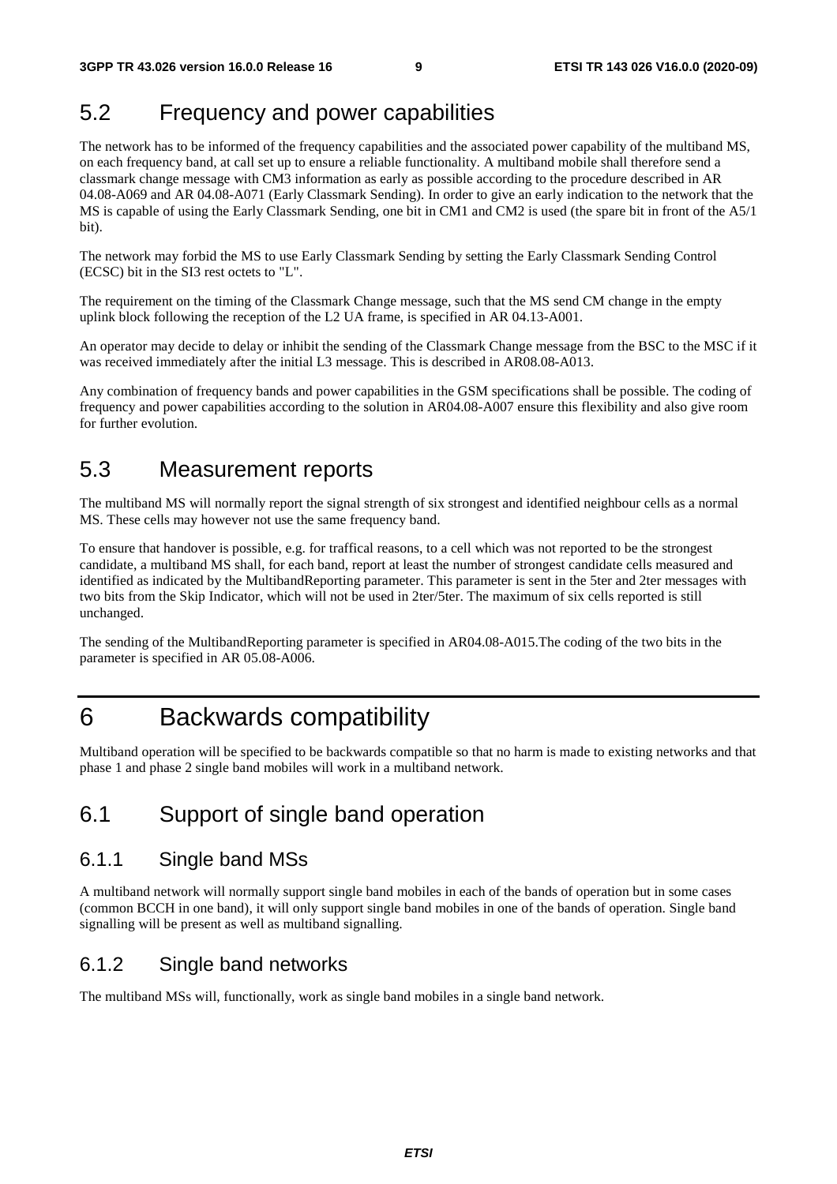## 5.2 Frequency and power capabilities

The network has to be informed of the frequency capabilities and the associated power capability of the multiband MS, on each frequency band, at call set up to ensure a reliable functionality. A multiband mobile shall therefore send a classmark change message with CM3 information as early as possible according to the procedure described in AR 04.08-A069 and AR 04.08-A071 (Early Classmark Sending). In order to give an early indication to the network that the MS is capable of using the Early Classmark Sending, one bit in CM1 and CM2 is used (the spare bit in front of the A5/1 bit).

The network may forbid the MS to use Early Classmark Sending by setting the Early Classmark Sending Control (ECSC) bit in the SI3 rest octets to "L".

The requirement on the timing of the Classmark Change message, such that the MS send CM change in the empty uplink block following the reception of the L2 UA frame, is specified in AR 04.13-A001.

An operator may decide to delay or inhibit the sending of the Classmark Change message from the BSC to the MSC if it was received immediately after the initial L3 message. This is described in AR08.08-A013.

Any combination of frequency bands and power capabilities in the GSM specifications shall be possible. The coding of frequency and power capabilities according to the solution in AR04.08-A007 ensure this flexibility and also give room for further evolution.

## 5.3 Measurement reports

The multiband MS will normally report the signal strength of six strongest and identified neighbour cells as a normal MS. These cells may however not use the same frequency band.

To ensure that handover is possible, e.g. for traffical reasons, to a cell which was not reported to be the strongest candidate, a multiband MS shall, for each band, report at least the number of strongest candidate cells measured and identified as indicated by the MultibandReporting parameter. This parameter is sent in the 5ter and 2ter messages with two bits from the Skip Indicator, which will not be used in 2ter/5ter. The maximum of six cells reported is still unchanged.

The sending of the MultibandReporting parameter is specified in AR04.08-A015.The coding of the two bits in the parameter is specified in AR 05.08-A006.

# 6 Backwards compatibility

Multiband operation will be specified to be backwards compatible so that no harm is made to existing networks and that phase 1 and phase 2 single band mobiles will work in a multiband network.

## 6.1 Support of single band operation

### 6.1.1 Single band MSs

A multiband network will normally support single band mobiles in each of the bands of operation but in some cases (common BCCH in one band), it will only support single band mobiles in one of the bands of operation. Single band signalling will be present as well as multiband signalling.

### 6.1.2 Single band networks

The multiband MSs will, functionally, work as single band mobiles in a single band network.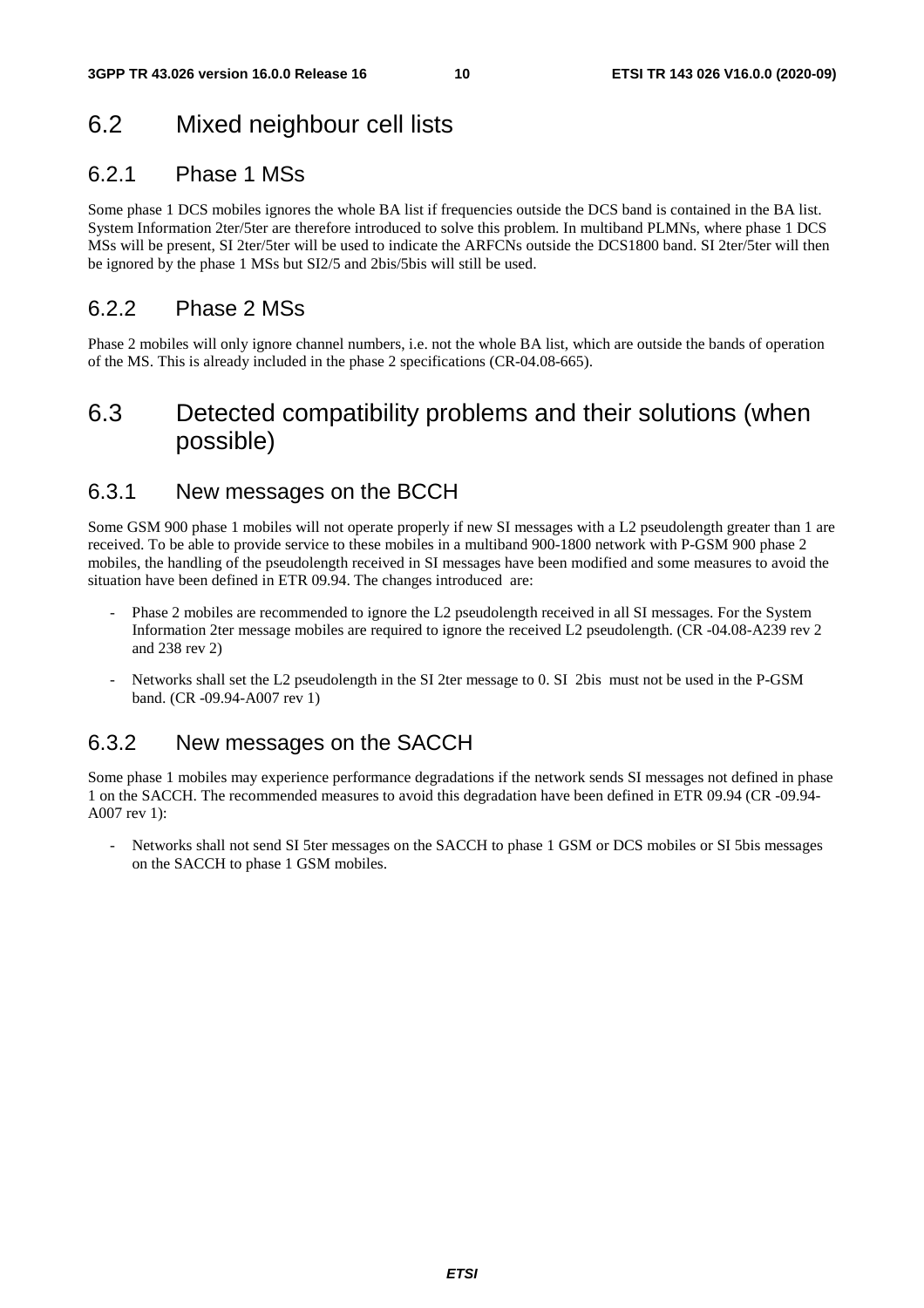## 6.2 Mixed neighbour cell lists

### 6.2.1 Phase 1 MSs

Some phase 1 DCS mobiles ignores the whole BA list if frequencies outside the DCS band is contained in the BA list. System Information 2ter/5ter are therefore introduced to solve this problem. In multiband PLMNs, where phase 1 DCS MSs will be present, SI 2ter/5ter will be used to indicate the ARFCNs outside the DCS1800 band. SI 2ter/5ter will then be ignored by the phase 1 MSs but SI2/5 and 2bis/5bis will still be used.

### 6.2.2 Phase 2 MSs

Phase 2 mobiles will only ignore channel numbers, i.e. not the whole BA list, which are outside the bands of operation of the MS. This is already included in the phase 2 specifications (CR-04.08-665).

## 6.3 Detected compatibility problems and their solutions (when possible)

### 6.3.1 New messages on the BCCH

Some GSM 900 phase 1 mobiles will not operate properly if new SI messages with a L2 pseudolength greater than 1 are received. To be able to provide service to these mobiles in a multiband 900-1800 network with P-GSM 900 phase 2 mobiles, the handling of the pseudolength received in SI messages have been modified and some measures to avoid the situation have been defined in ETR 09.94. The changes introduced are:

- Phase 2 mobiles are recommended to ignore the L2 pseudolength received in all SI messages. For the System Information 2ter message mobiles are required to ignore the received L2 pseudolength. (CR -04.08-A239 rev 2 and 238 rev 2)
- Networks shall set the L2 pseudolength in the SI 2ter message to 0. SI 2bis must not be used in the P-GSM band. (CR -09.94-A007 rev 1)

### 6.3.2 New messages on the SACCH

Some phase 1 mobiles may experience performance degradations if the network sends SI messages not defined in phase 1 on the SACCH. The recommended measures to avoid this degradation have been defined in ETR 09.94 (CR -09.94-A007 rev 1):

- Networks shall not send SI 5ter messages on the SACCH to phase 1 GSM or DCS mobiles or SI 5bis messages on the SACCH to phase 1 GSM mobiles.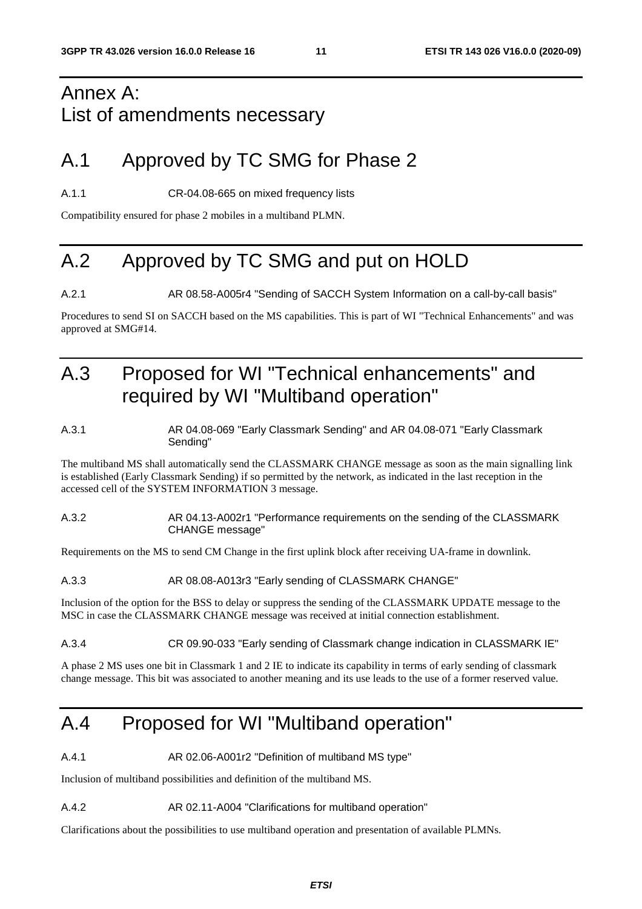# Annex A: List of amendments necessary

## A.1 Approved by TC SMG for Phase 2

A.1.1 CR-04.08-665 on mixed frequency lists

Compatibility ensured for phase 2 mobiles in a multiband PLMN.

## A.2 Approved by TC SMG and put on HOLD

A.2.1 AR 08.58-A005r4 "Sending of SACCH System Information on a call-by-call basis"

Procedures to send SI on SACCH based on the MS capabilities. This is part of WI "Technical Enhancements" and was approved at SMG#14.

## A.3 Proposed for WI "Technical enhancements" and required by WI "Multiband operation"

A.3.1 AR 04.08-069 "Early Classmark Sending" and AR 04.08-071 "Early Classmark Sending"

The multiband MS shall automatically send the CLASSMARK CHANGE message as soon as the main signalling link is established (Early Classmark Sending) if so permitted by the network, as indicated in the last reception in the accessed cell of the SYSTEM INFORMATION 3 message.

A.3.2 AR 04.13-A002r1 "Performance requirements on the sending of the CLASSMARK CHANGE message"

Requirements on the MS to send CM Change in the first uplink block after receiving UA-frame in downlink.

A.3.3 AR 08.08-A013r3 "Early sending of CLASSMARK CHANGE"

Inclusion of the option for the BSS to delay or suppress the sending of the CLASSMARK UPDATE message to the MSC in case the CLASSMARK CHANGE message was received at initial connection establishment.

A.3.4 CR 09.90-033 "Early sending of Classmark change indication in CLASSMARK IE"

A phase 2 MS uses one bit in Classmark 1 and 2 IE to indicate its capability in terms of early sending of classmark change message. This bit was associated to another meaning and its use leads to the use of a former reserved value.

## A.4 Proposed for WI "Multiband operation"

A.4.1 AR 02.06-A001r2 "Definition of multiband MS type"

Inclusion of multiband possibilities and definition of the multiband MS.

A.4.2 AR 02.11-A004 "Clarifications for multiband operation"

Clarifications about the possibilities to use multiband operation and presentation of available PLMNs.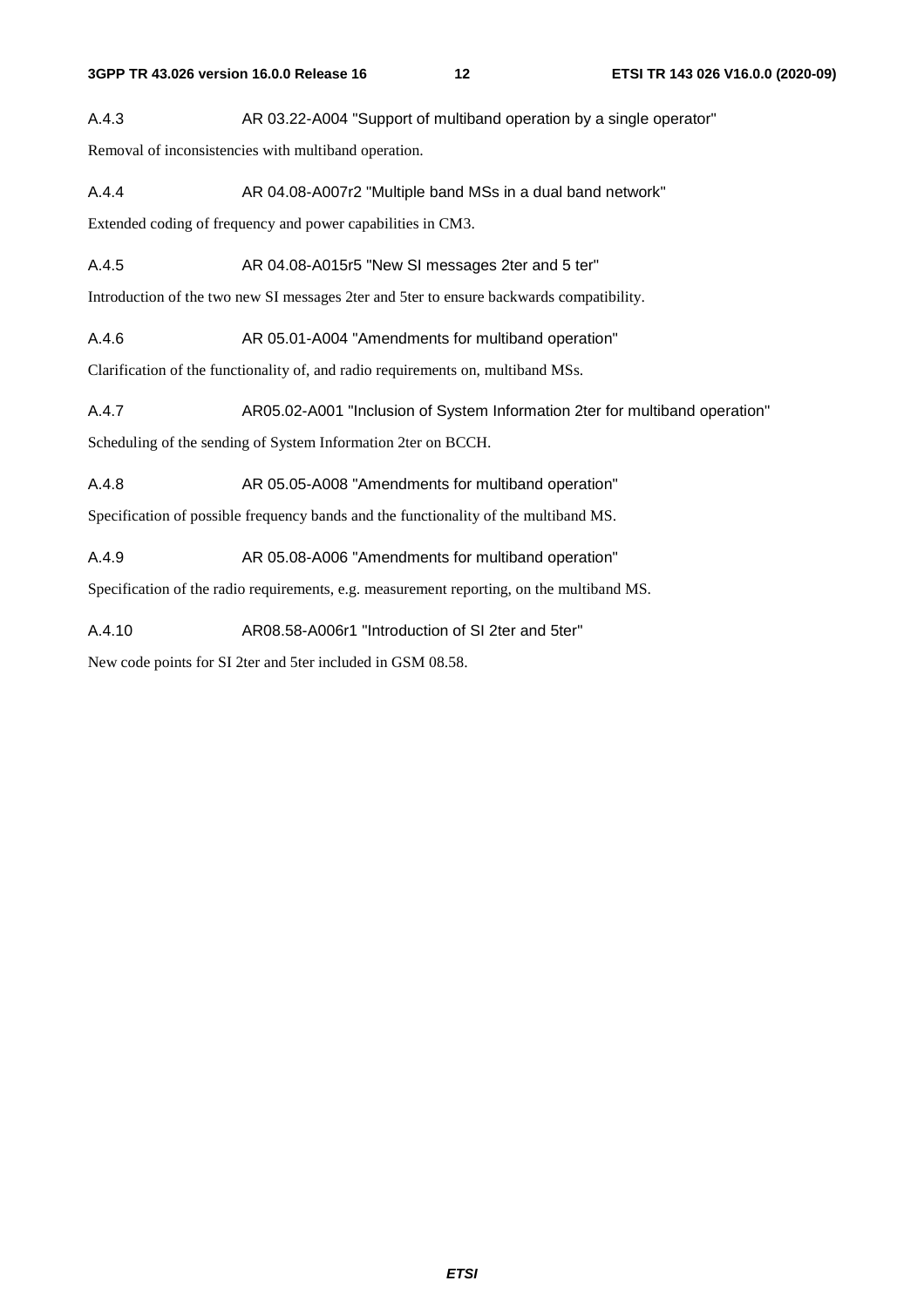### A.4.3 AR 03.22-A004 "Support of multiband operation by a single operator"

Removal of inconsistencies with multiband operation.

### A.4.4 AR 04.08-A007r2 "Multiple band MSs in a dual band network"

Extended coding of frequency and power capabilities in CM3.

### A.4.5 AR 04.08-A015r5 "New SI messages 2ter and 5 ter"

Introduction of the two new SI messages 2ter and 5ter to ensure backwards compatibility.

### A.4.6 AR 05.01-A004 "Amendments for multiband operation"

Clarification of the functionality of, and radio requirements on, multiband MSs.

### A.4.7 AR05.02-A001 "Inclusion of System Information 2ter for multiband operation"

Scheduling of the sending of System Information 2ter on BCCH.

### A.4.8 AR 05.05-A008 "Amendments for multiband operation"

Specification of possible frequency bands and the functionality of the multiband MS.

### A.4.9 AR 05.08-A006 "Amendments for multiband operation"

Specification of the radio requirements, e.g. measurement reporting, on the multiband MS.

### A.4.10 AR08.58-A006r1 "Introduction of SI 2ter and 5ter"

New code points for SI 2ter and 5ter included in GSM 08.58.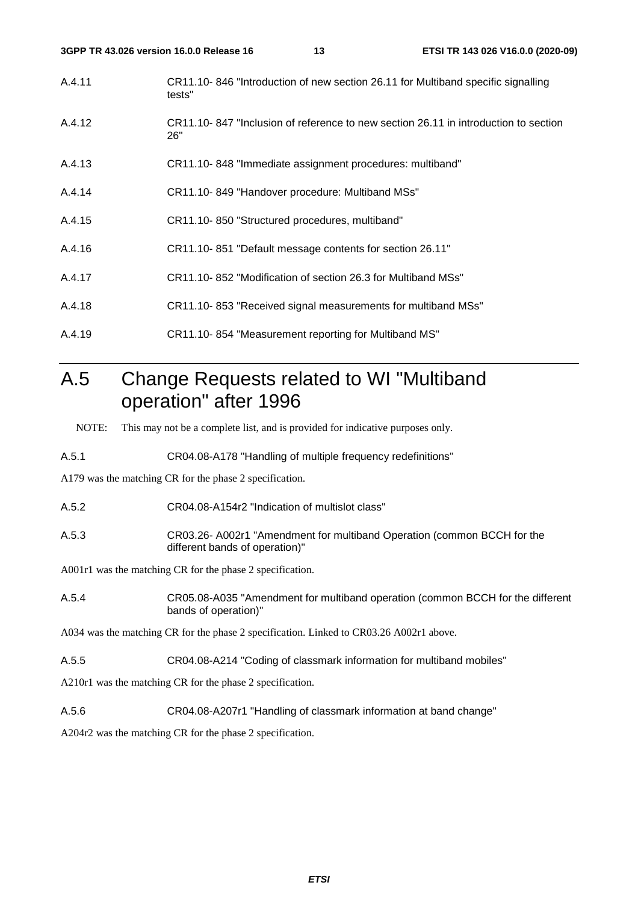A.4.11 CR11.10- 846 "Introduction of new section 26.11 for Multiband specific signalling tests"

A.4.12 CR11.10- 847 "Inclusion of reference to new section 26.11 in introduction to section 26"

A.4.13 CR11.10- 848 "Immediate assignment procedures: multiband"

A.4.14 CR11.10- 849 "Handover procedure: Multiband MSs"

A.4.15 CR11.10- 850 "Structured procedures, multiband"

A.4.16 CR11.10- 851 "Default message contents for section 26.11"

A.4.17 CR11.10- 852 "Modification of section 26.3 for Multiband MSs"

A.4.18 CR11.10- 853 "Received signal measurements for multiband MSs"

A.4.19 CR11.10- 854 "Measurement reporting for Multiband MS"

# A.5 Change Requests related to WI "Multiband operation" after 1996

NOTE: This may not be a complete list, and is provided for indicative purposes only.

A.5.1 CR04.08-A178 "Handling of multiple frequency redefinitions"

A179 was the matching CR for the phase 2 specification.

A.5.2 CR04.08-A154r2 "Indication of multislot class"

A.5.3 CR03.26- A002r1 "Amendment for multiband Operation (common BCCH for the different bands of operation)"

A001r1 was the matching CR for the phase 2 specification.

A.5.4 CR05.08-A035 "Amendment for multiband operation (common BCCH for the different bands of operation)"

A034 was the matching CR for the phase 2 specification. Linked to CR03.26 A002r1 above.

A.5.5 CR04.08-A214 "Coding of classmark information for multiband mobiles"

A210r1 was the matching CR for the phase 2 specification.

A.5.6 CR04.08-A207r1 "Handling of classmark information at band change"

A204r2 was the matching CR for the phase 2 specification.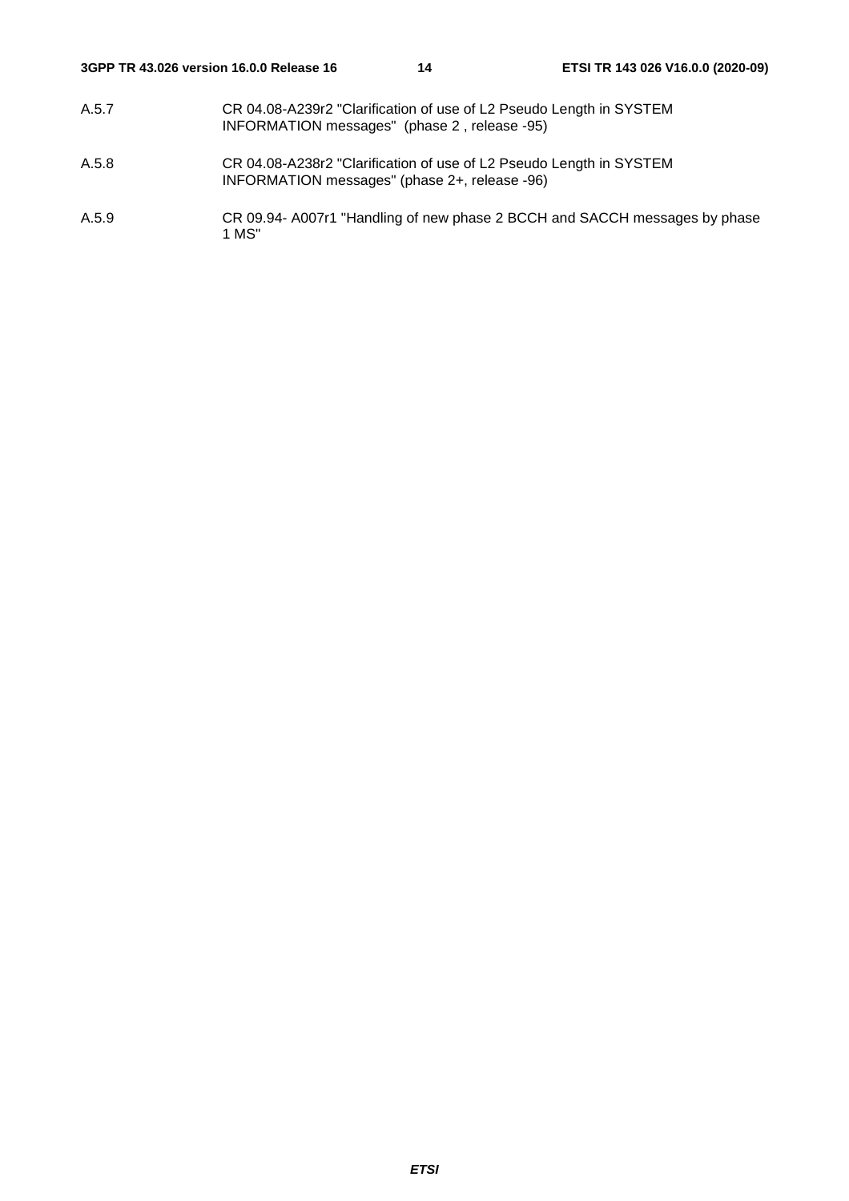A.5.7 CR 04.08-A239r2 "Clarification of use of L2 Pseudo Length in SYSTEM INFORMATION messages" (phase 2 , release -95)

A.5.8 CR 04.08-A238r2 "Clarification of use of L2 Pseudo Length in SYSTEM INFORMATION messages" (phase 2+, release -96)

A.5.9 CR 09.94- A007r1 "Handling of new phase 2 BCCH and SACCH messages by phase 1 MS"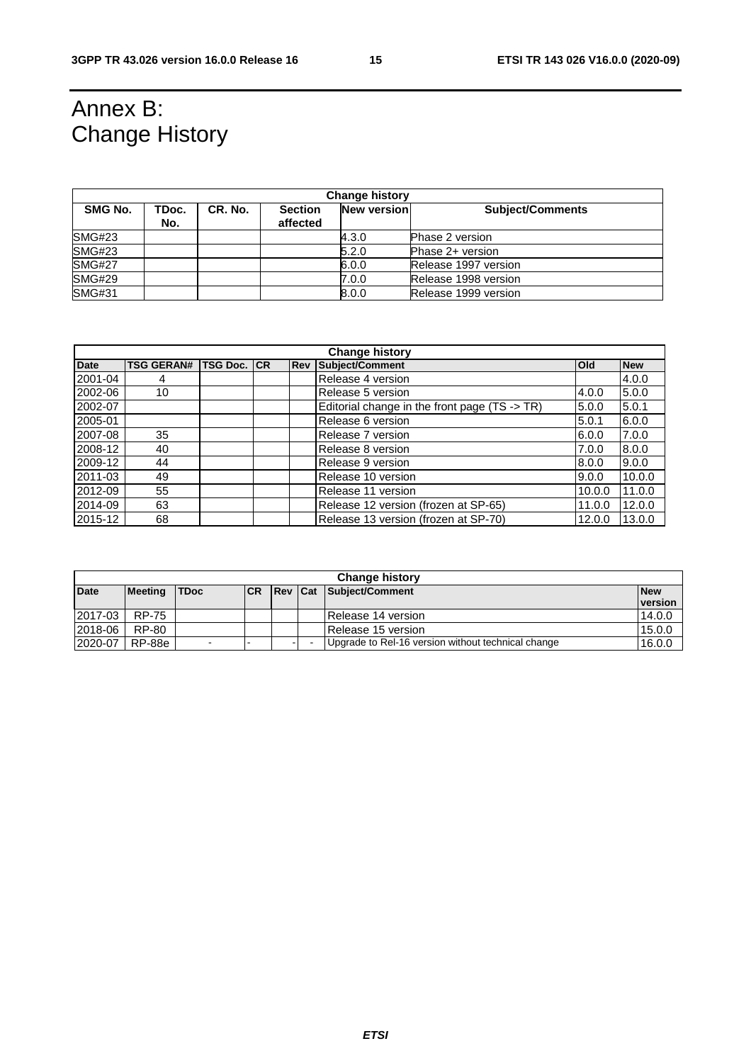# Annex B: Change History

| Change history | | | | | |
|---|---|---|---|---|---|
| SMG No. | TDoc. No. | CR. No. | Section affected | New version | Subject/Comments |
| SMG#23 | | | | 4.3.0 | Phase 2 version |
| SMG#23 | | | | 5.2.0 | Phase 2+ version |
| SMG#27 | | | | 6.0.0 | Release 1997 version |
| SMG#29 | | | | 7.0.0 | Release 1998 version |
| SMG#31 | | | | 8.0.0 | Release 1999 version |

| Change history | | | | | | | |
|---|---|---|---|---|---|---|---|
| Date | TSG GERAN# | TSG Doc. | CR | Rev | Subject/Comment | Old | New |
| 2001-04 | 4 | | | | Release 4 version | | 4.0.0 |
| 2002-06 | 10 | | | | Release 5 version | 4.0.0 | 5.0.0 |
| 2002-07 | | | | | Editorial change in the front page (TS -> TR) | 5.0.0 | 5.0.1 |
| 2005-01 | | | | | Release 6 version | 5.0.1 | 6.0.0 |
| 2007-08 | 35 | | | | Release 7 version | 6.0.0 | 7.0.0 |
| 2008-12 | 40 | | | | Release 8 version | 7.0.0 | 8.0.0 |
| 2009-12 | 44 | | | | Release 9 version | 8.0.0 | 9.0.0 |
| 2011-03 | 49 | | | | Release 10 version | 9.0.0 | 10.0.0 |
| 2012-09 | 55 | | | | Release 11 version | 10.0.0 | 11.0.0 |
| 2014-09 | 63 | | | | Release 12 version (frozen at SP-65) | 11.0.0 | 12.0.0 |
| 2015-12 | 68 | | | | Release 13 version (frozen at SP-70) | 12.0.0 | 13.0.0 |

| Change history | | | | | | | |
|---|---|---|---|---|---|---|---|
| Date | Meeting | TDoc | CR | Rev | Cat | Subject/Comment | New version |
| 2017-03 | RP-75 | | | | | Release 14 version | 14.0.0 |
| 2018-06 | RP-80 | | | | | Release 15 version | 15.0.0 |
| 2020-07 | RP-88e | - | - | - | - | Upgrade to Rel-16 version without technical change | 16.0.0 |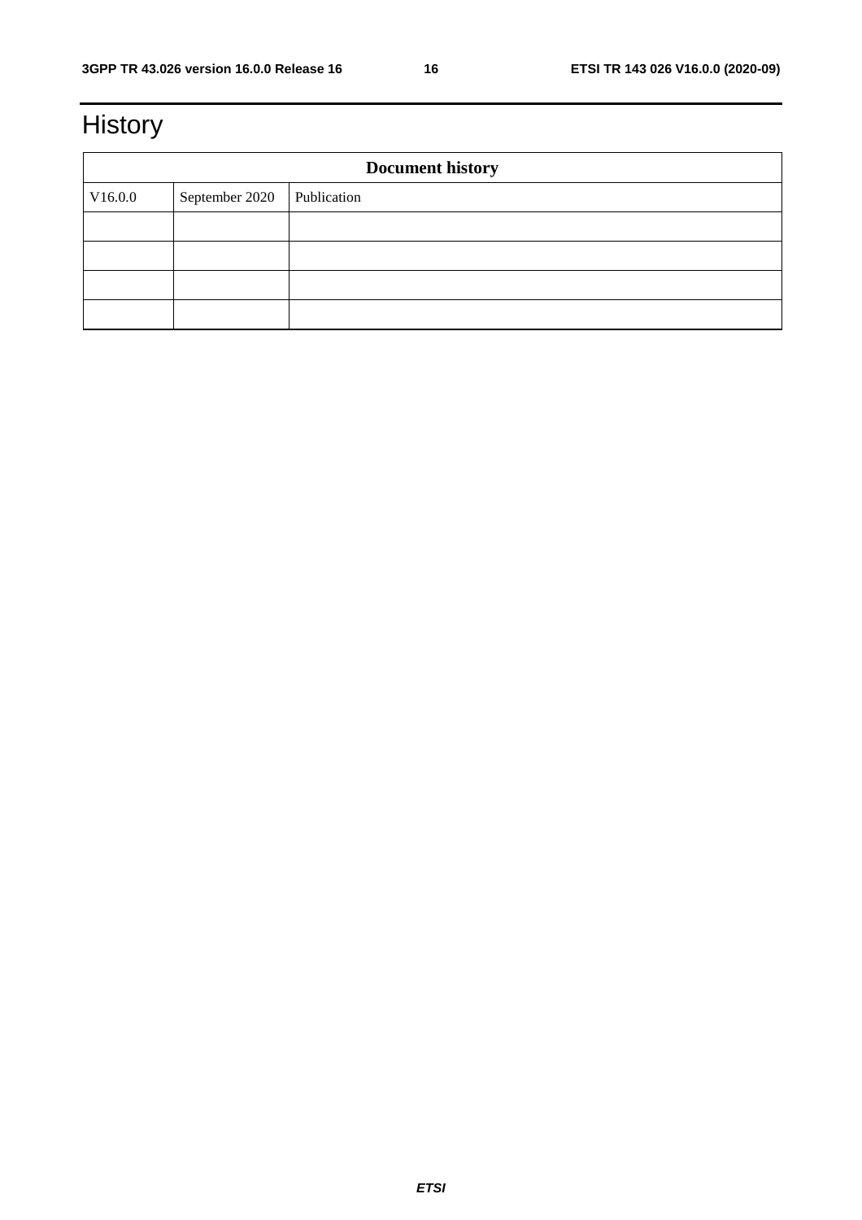# History

| Document history | | |
|---|---|---|
| V16.0.0 | September 2020 | Publication |
| | | |
| | | |
| | | |
| | | |